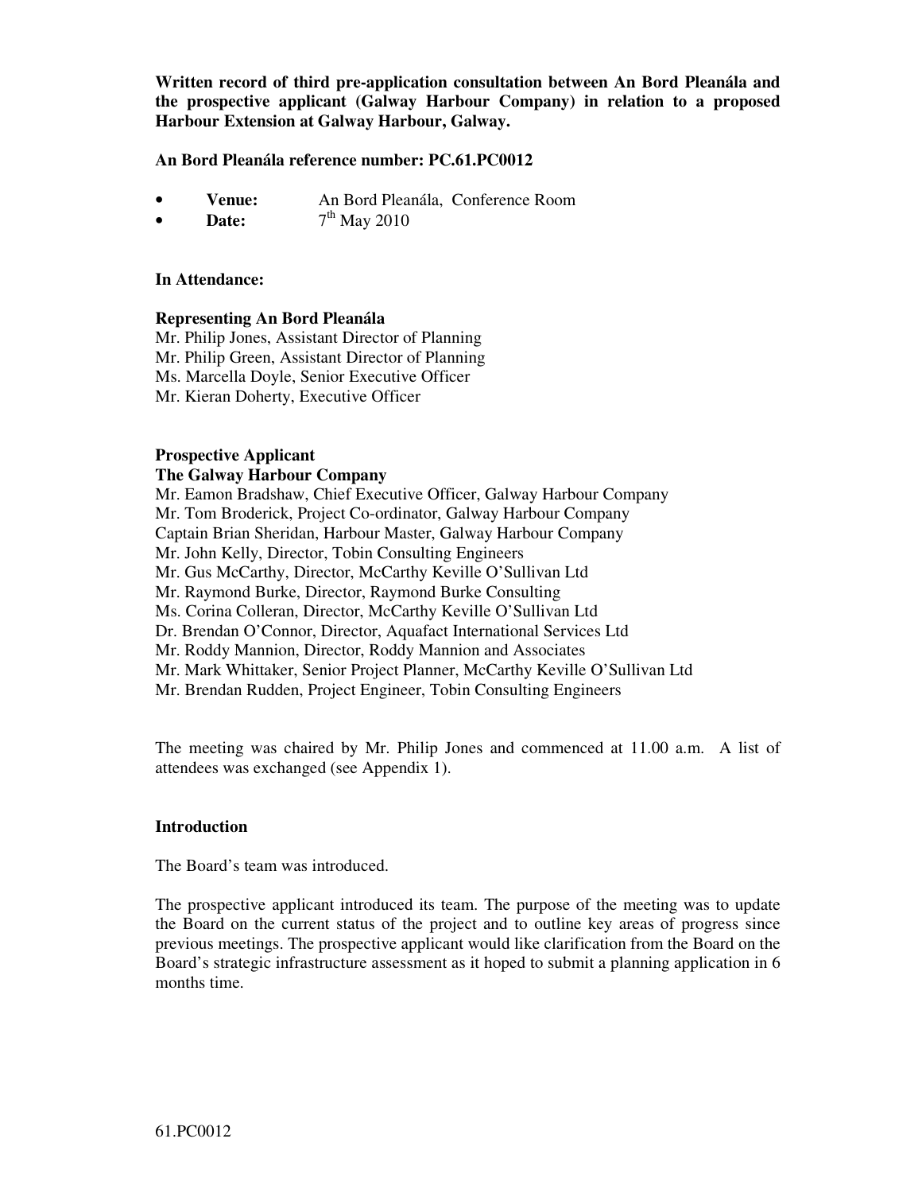**Written record of third pre-application consultation between An Bord Pleanála and the prospective applicant (Galway Harbour Company) in relation to a proposed Harbour Extension at Galway Harbour, Galway.**

**An Bord Pleanála reference number: PC.61.PC0012**

- **Venue:** An Bord Pleanála, Conference Room
- **Date:** 7th May 2010

**In Attendance:**

**Representing An Bord Pleanála**
Mr. Philip Jones, Assistant Director of Planning
Mr. Philip Green, Assistant Director of Planning
Ms. Marcella Doyle, Senior Executive Officer
Mr. Kieran Doherty, Executive Officer

**Prospective Applicant**
**The Galway Harbour Company**
Mr. Eamon Bradshaw, Chief Executive Officer, Galway Harbour Company
Mr. Tom Broderick, Project Co-ordinator, Galway Harbour Company
Captain Brian Sheridan, Harbour Master, Galway Harbour Company
Mr. John Kelly, Director, Tobin Consulting Engineers
Mr. Gus McCarthy, Director, McCarthy Keville O'Sullivan Ltd
Mr. Raymond Burke, Director, Raymond Burke Consulting
Ms. Corina Colleran, Director, McCarthy Keville O'Sullivan Ltd
Dr. Brendan O'Connor, Director, Aquafact International Services Ltd
Mr. Roddy Mannion, Director, Roddy Mannion and Associates
Mr. Mark Whittaker, Senior Project Planner, McCarthy Keville O'Sullivan Ltd
Mr. Brendan Rudden, Project Engineer, Tobin Consulting Engineers

The meeting was chaired by Mr. Philip Jones and commenced at 11.00 a.m. A list of attendees was exchanged (see Appendix 1).

**Introduction**

The Board's team was introduced.

The prospective applicant introduced its team. The purpose of the meeting was to update the Board on the current status of the project and to outline key areas of progress since previous meetings. The prospective applicant would like clarification from the Board on the Board's strategic infrastructure assessment as it hoped to submit a planning application in 6 months time.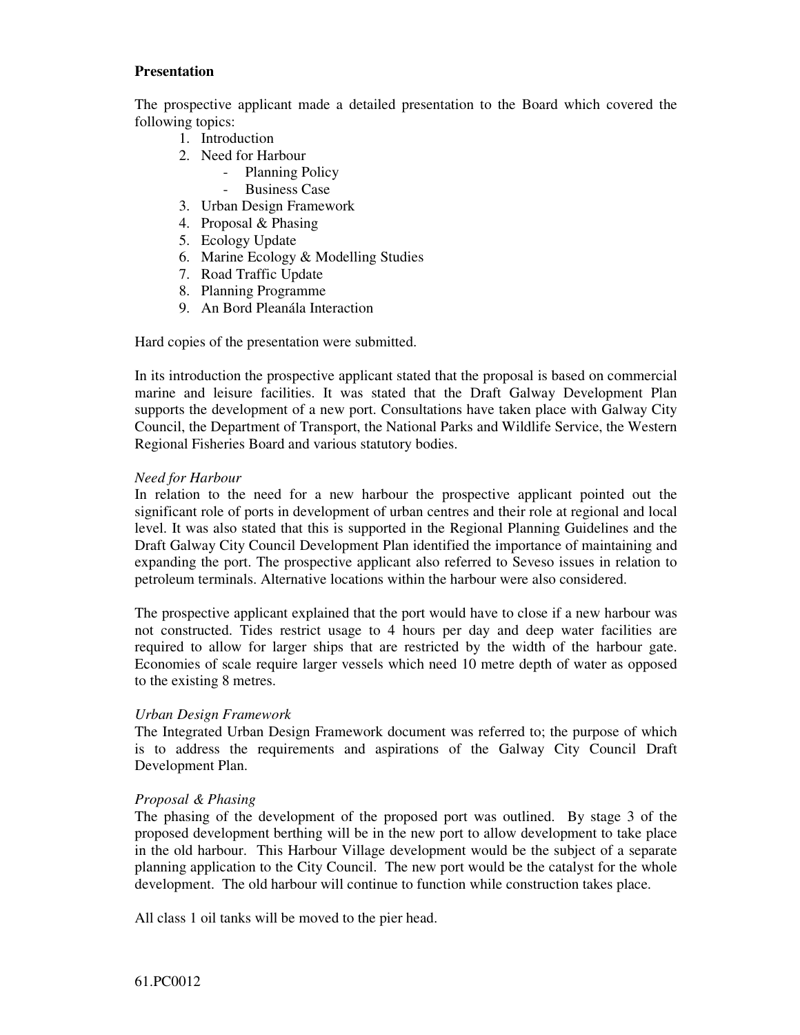**Presentation**

The prospective applicant made a detailed presentation to the Board which covered the following topics:

1. Introduction
2. Need for Harbour
   - Planning Policy
   - Business Case
3. Urban Design Framework
4. Proposal & Phasing
5. Ecology Update
6. Marine Ecology & Modelling Studies
7. Road Traffic Update
8. Planning Programme
9. An Bord Pleanála Interaction

Hard copies of the presentation were submitted.

In its introduction the prospective applicant stated that the proposal is based on commercial marine and leisure facilities. It was stated that the Draft Galway Development Plan supports the development of a new port. Consultations have taken place with Galway City Council, the Department of Transport, the National Parks and Wildlife Service, the Western Regional Fisheries Board and various statutory bodies.

*Need for Harbour*
In relation to the need for a new harbour the prospective applicant pointed out the significant role of ports in development of urban centres and their role at regional and local level. It was also stated that this is supported in the Regional Planning Guidelines and the Draft Galway City Council Development Plan identified the importance of maintaining and expanding the port. The prospective applicant also referred to Seveso issues in relation to petroleum terminals. Alternative locations within the harbour were also considered.

The prospective applicant explained that the port would have to close if a new harbour was not constructed. Tides restrict usage to 4 hours per day and deep water facilities are required to allow for larger ships that are restricted by the width of the harbour gate. Economies of scale require larger vessels which need 10 metre depth of water as opposed to the existing 8 metres.

*Urban Design Framework*
The Integrated Urban Design Framework document was referred to; the purpose of which is to address the requirements and aspirations of the Galway City Council Draft Development Plan.

*Proposal & Phasing*
The phasing of the development of the proposed port was outlined. By stage 3 of the proposed development berthing will be in the new port to allow development to take place in the old harbour. This Harbour Village development would be the subject of a separate planning application to the City Council. The new port would be the catalyst for the whole development. The old harbour will continue to function while construction takes place.

All class 1 oil tanks will be moved to the pier head.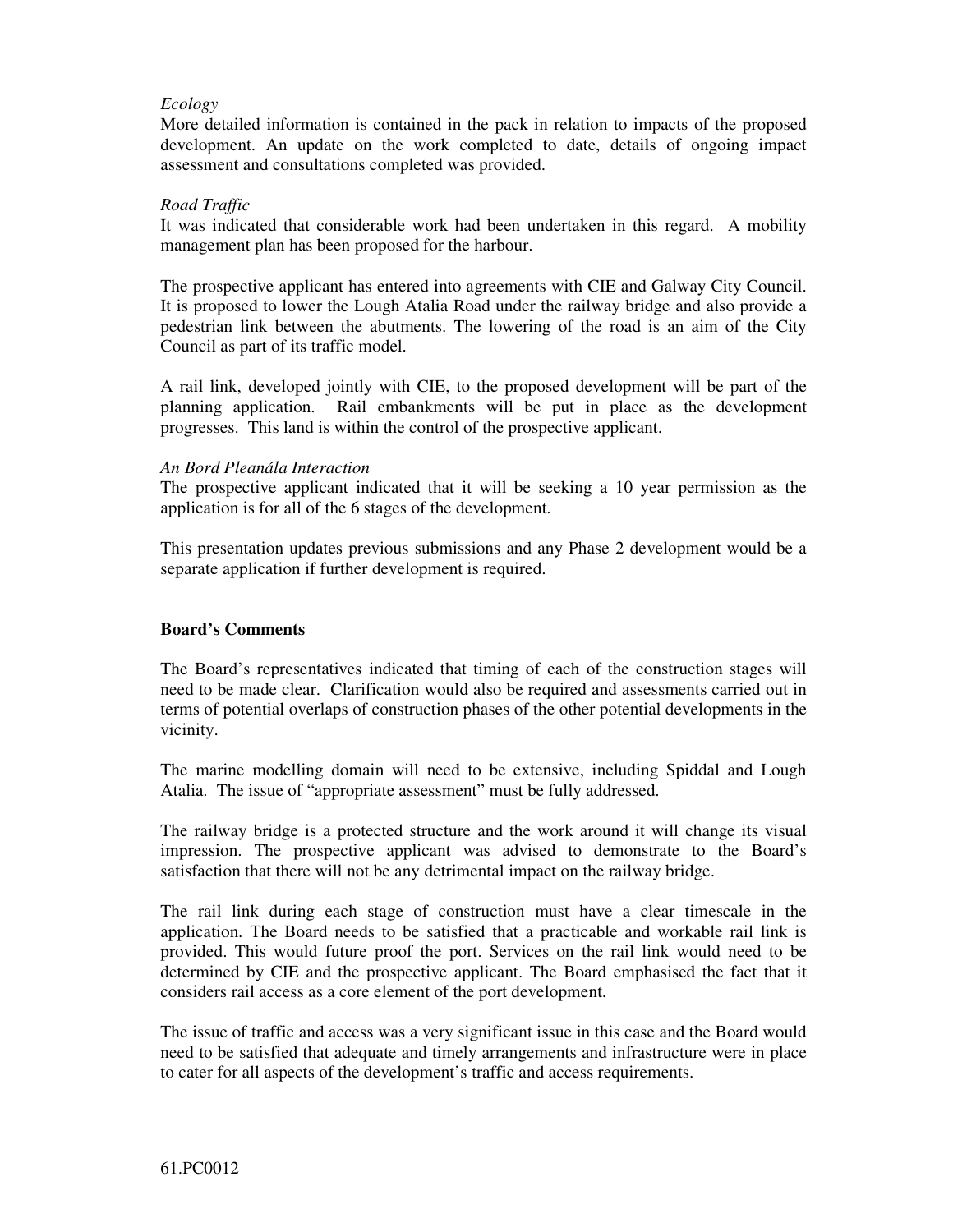*Ecology*

More detailed information is contained in the pack in relation to impacts of the proposed development. An update on the work completed to date, details of ongoing impact assessment and consultations completed was provided.

*Road Traffic*

It was indicated that considerable work had been undertaken in this regard. A mobility management plan has been proposed for the harbour.

The prospective applicant has entered into agreements with CIE and Galway City Council. It is proposed to lower the Lough Atalia Road under the railway bridge and also provide a pedestrian link between the abutments. The lowering of the road is an aim of the City Council as part of its traffic model.

A rail link, developed jointly with CIE, to the proposed development will be part of the planning application. Rail embankments will be put in place as the development progresses. This land is within the control of the prospective applicant.

*An Bord Pleanála Interaction*

The prospective applicant indicated that it will be seeking a 10 year permission as the application is for all of the 6 stages of the development.

This presentation updates previous submissions and any Phase 2 development would be a separate application if further development is required.

**Board's Comments**

The Board's representatives indicated that timing of each of the construction stages will need to be made clear. Clarification would also be required and assessments carried out in terms of potential overlaps of construction phases of the other potential developments in the vicinity.

The marine modelling domain will need to be extensive, including Spiddal and Lough Atalia. The issue of "appropriate assessment" must be fully addressed.

The railway bridge is a protected structure and the work around it will change its visual impression. The prospective applicant was advised to demonstrate to the Board's satisfaction that there will not be any detrimental impact on the railway bridge.

The rail link during each stage of construction must have a clear timescale in the application. The Board needs to be satisfied that a practicable and workable rail link is provided. This would future proof the port. Services on the rail link would need to be determined by CIE and the prospective applicant. The Board emphasised the fact that it considers rail access as a core element of the port development.

The issue of traffic and access was a very significant issue in this case and the Board would need to be satisfied that adequate and timely arrangements and infrastructure were in place to cater for all aspects of the development's traffic and access requirements.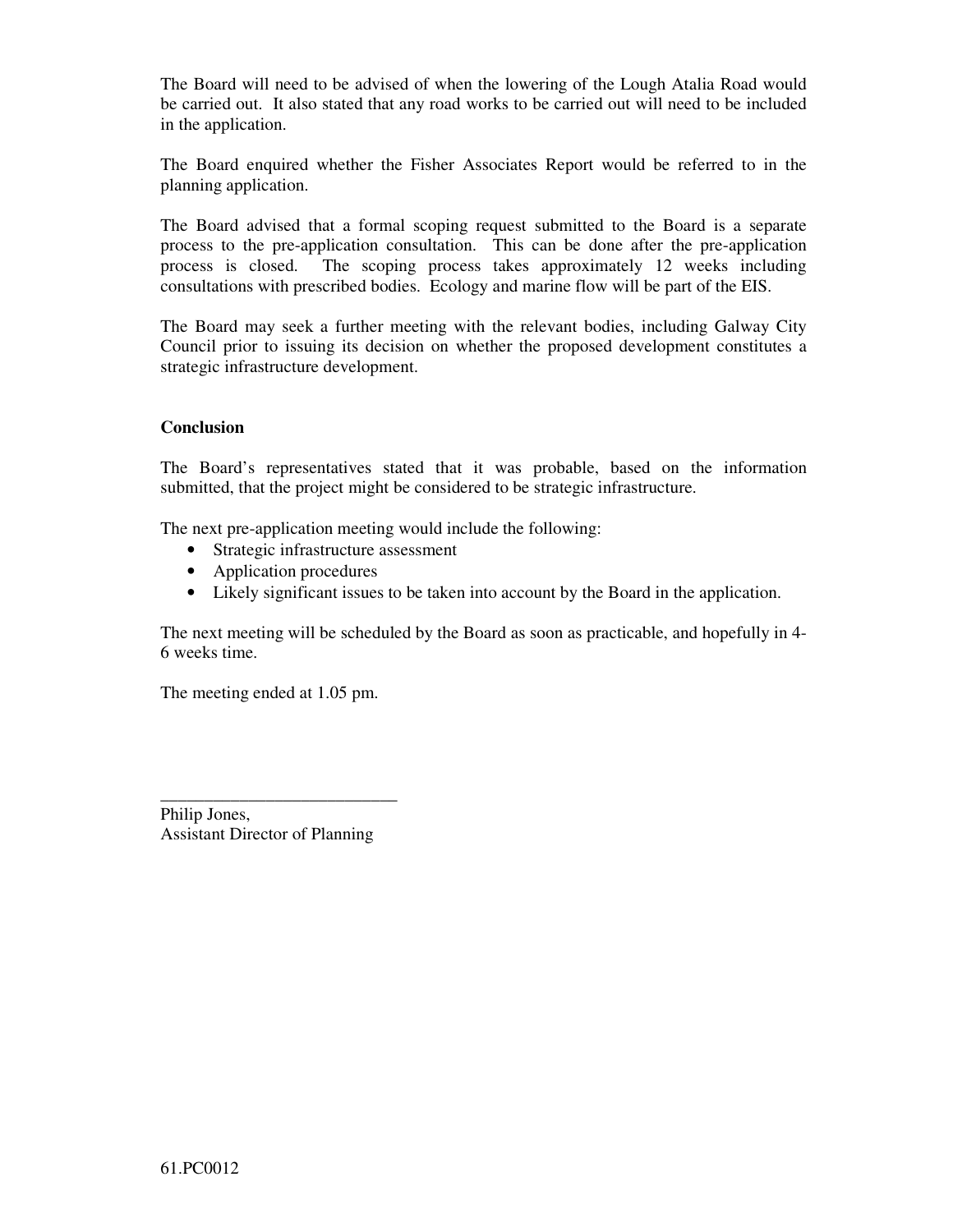The Board will need to be advised of when the lowering of the Lough Atalia Road would be carried out. It also stated that any road works to be carried out will need to be included in the application.

The Board enquired whether the Fisher Associates Report would be referred to in the planning application.

The Board advised that a formal scoping request submitted to the Board is a separate process to the pre-application consultation. This can be done after the pre-application process is closed. The scoping process takes approximately 12 weeks including consultations with prescribed bodies. Ecology and marine flow will be part of the EIS.

The Board may seek a further meeting with the relevant bodies, including Galway City Council prior to issuing its decision on whether the proposed development constitutes a strategic infrastructure development.

**Conclusion**

The Board's representatives stated that it was probable, based on the information submitted, that the project might be considered to be strategic infrastructure.

The next pre-application meeting would include the following:

- Strategic infrastructure assessment
- Application procedures
- Likely significant issues to be taken into account by the Board in the application.

The next meeting will be scheduled by the Board as soon as practicable, and hopefully in 4-6 weeks time.

The meeting ended at 1.05 pm.

\_\_\_\_\_\_\_\_\_\_\_\_\_\_\_\_\_\_\_\_\_\_\_\_\_\_\_

Philip Jones,
Assistant Director of Planning

61.PC0012